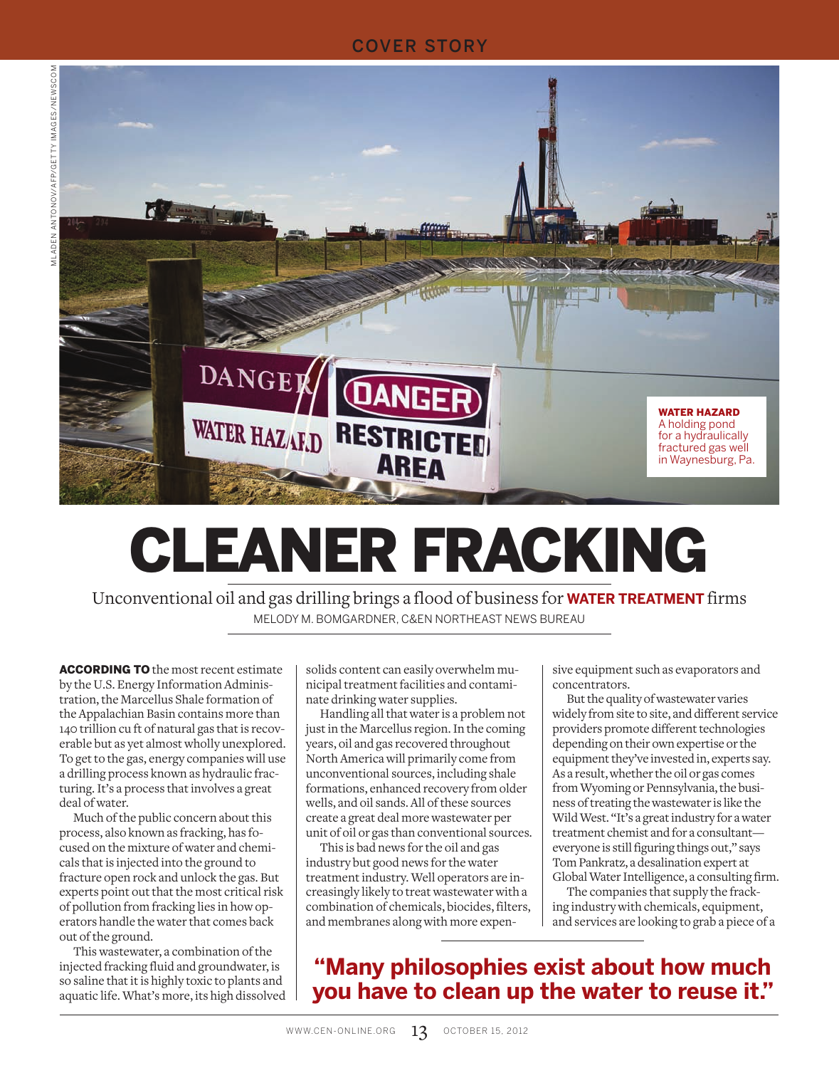COVER STORY

MLADEN ANTONOV/AFP/GETTY IMAGES/NEWSCOM

**WATER HAZARD** A holding pond for a hydraulically fractured gas well in Waynesburg, Pa.

# CLEANER FRACKING

Unconventional oil and gas drilling brings a flood of business for **WATER TREATMENT** firms

MELODY M. BOMGARDNER, C&EN NORTHEAST NEWS BUREAU

**ACCORDING TO** the most recent estimate by the U.S. Energy Information Administration, the Marcellus Shale formation of the Appalachian Basin contains more than 140 trillion cu ft of natural gas that is recoverable but as yet almost wholly unexplored. To get to the gas, energy companies will use a drilling process known as hydraulic fracturing. It's a process that involves a great deal of water.

Much of the public concern about this process, also known as fracking, has focused on the mixture of water and chemicals that is injected into the ground to fracture open rock and unlock the gas. But experts point out that the most critical risk of pollution from fracking lies in how operators handle the water that comes back out of the ground.

This wastewater, a combination of the injected fracking fluid and groundwater, is so saline that it is highly toxic to plants and aquatic life. What's more, its high dissolved solids content can easily overwhelm municipal treatment facilities and contaminate drinking water supplies.

Handling all that water is a problem not just in the Marcellus region. In the coming years, oil and gas recovered throughout North America will primarily come from unconventional sources, including shale formations, enhanced recovery from older wells, and oil sands. All of these sources create a great deal more wastewater per unit of oil or gas than conventional sources.

This is bad news for the oil and gas industry but good news for the water treatment industry. Well operators are increasingly likely to treat wastewater with a combination of chemicals, biocides, filters, and membranes along with more expensive equipment such as evaporators and concentrators.

But the quality of wastewater varies widely from site to site, and different service providers promote different technologies depending on their own expertise or the equipment they've invested in, experts say. As a result, whether the oil or gas comes from Wyoming or Pennsylvania, the business of treating the wastewater is like the Wild West. "It's a great industry for a water treatment chemist and for a consultant—everyone is still figuring things out," says Tom Pankratz, a desalination expert at Global Water Intelligence, a consulting firm.

The companies that supply the fracking industry with chemicals, equipment, and services are looking to grab a piece of a

**"Many philosophies exist about how much you have to clean up the water to reuse it."**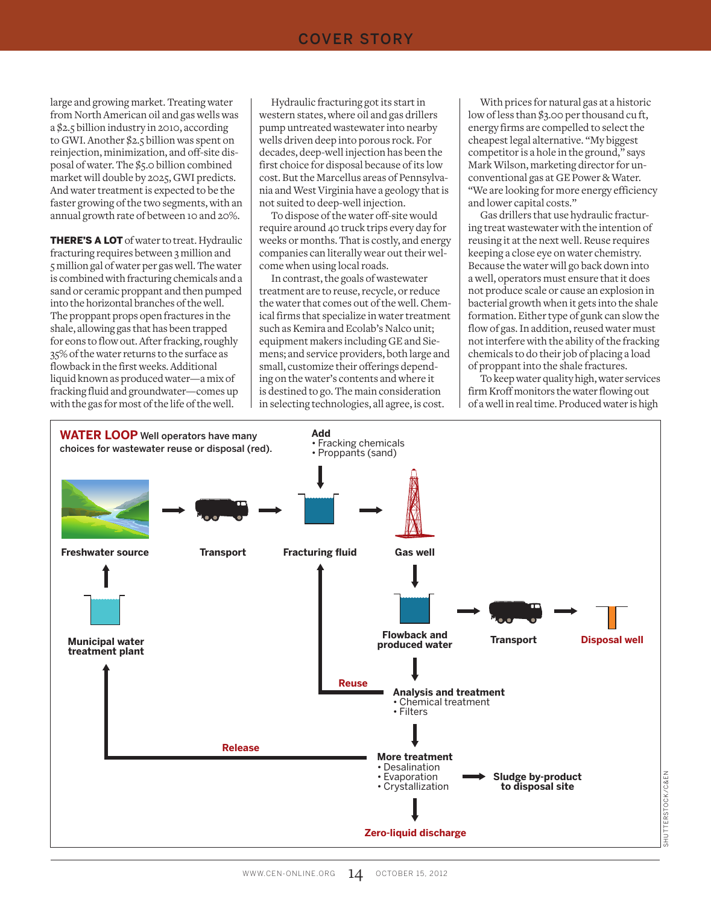large and growing market. Treating water from North American oil and gas wells was a $2.5 billion industry in 2010, according to GWI. Another $2.5 billion was spent on reinjection, minimization, and off-site disposal of water. The $5.0 billion combined market will double by 2025, GWI predicts. And water treatment is expected to be the faster growing of the two segments, with an annual growth rate of between 10 and 20%.

**THERE'S A LOT** of water to treat. Hydraulic fracturing requires between 3 million and 5 million gal of water per gas well. The water is combined with fracturing chemicals and a sand or ceramic proppant and then pumped into the horizontal branches of the well. The proppant props open fractures in the shale, allowing gas that has been trapped for eons to flow out. After fracking, roughly 35% of the water returns to the surface as flowback in the first weeks. Additional liquid known as produced water—a mix of fracking fluid and groundwater—comes up with the gas for most of the life of the well.

Hydraulic fracturing got its start in western states, where oil and gas drillers pump untreated wastewater into nearby wells driven deep into porous rock. For decades, deep-well injection has been the first choice for disposal because of its low cost. But the Marcellus areas of Pennsylvania and West Virginia have a geology that is not suited to deep-well injection.

To dispose of the water off-site would require around 40 truck trips every day for weeks or months. That is costly, and energy companies can literally wear out their welcome when using local roads.

In contrast, the goals of wastewater treatment are to reuse, recycle, or reduce the water that comes out of the well. Chemical firms that specialize in water treatment such as Kemira and Ecolab's Nalco unit; equipment makers including GE and Siemens; and service providers, both large and small, customize their offerings depending on the water's contents and where it is destined to go. The main consideration in selecting technologies, all agree, is cost.

With prices for natural gas at a historic low of less than $3.00 per thousand cu ft, energy firms are compelled to select the cheapest legal alternative. "My biggest competitor is a hole in the ground," says Mark Wilson, marketing director for unconventional gas at GE Power & Water. "We are looking for more energy efficiency and lower capital costs."

Gas drillers that use hydraulic fracturing treat wastewater with the intention of reusing it at the next well. Reuse requires keeping a close eye on water chemistry. Because the water will go back down into a well, operators must ensure that it does not produce scale or cause an explosion in bacterial growth when it gets into the shale formation. Either type of gunk can slow the flow of gas. In addition, reused water must not interfere with the ability of the fracking chemicals to do their job of placing a load of proppant into the shale fractures.

To keep water quality high, water services firm Kroff monitors the water flowing out of a well in real time. Produced water is high

**WATER LOOP** Well operators have many choices for wastewater reuse or disposal (red).

- Freshwater source → Transport → Fracturing fluid (Add: Fracking chemicals, Proppants (sand)) → Gas well
- Gas well → Flowback and produced water → Transport → **Disposal well**
- Flowback and produced water → Analysis and treatment (Chemical treatment, Filters) → **Reuse** → Fracturing fluid
- Analysis and treatment → More treatment (Desalination, Evaporation, Crystallization) → Sludge by-product to disposal site
- More treatment → **Release** → Municipal water treatment plant → Freshwater source
- More treatment → **Zero-liquid discharge**

SHUTTERSTOCK/C&EN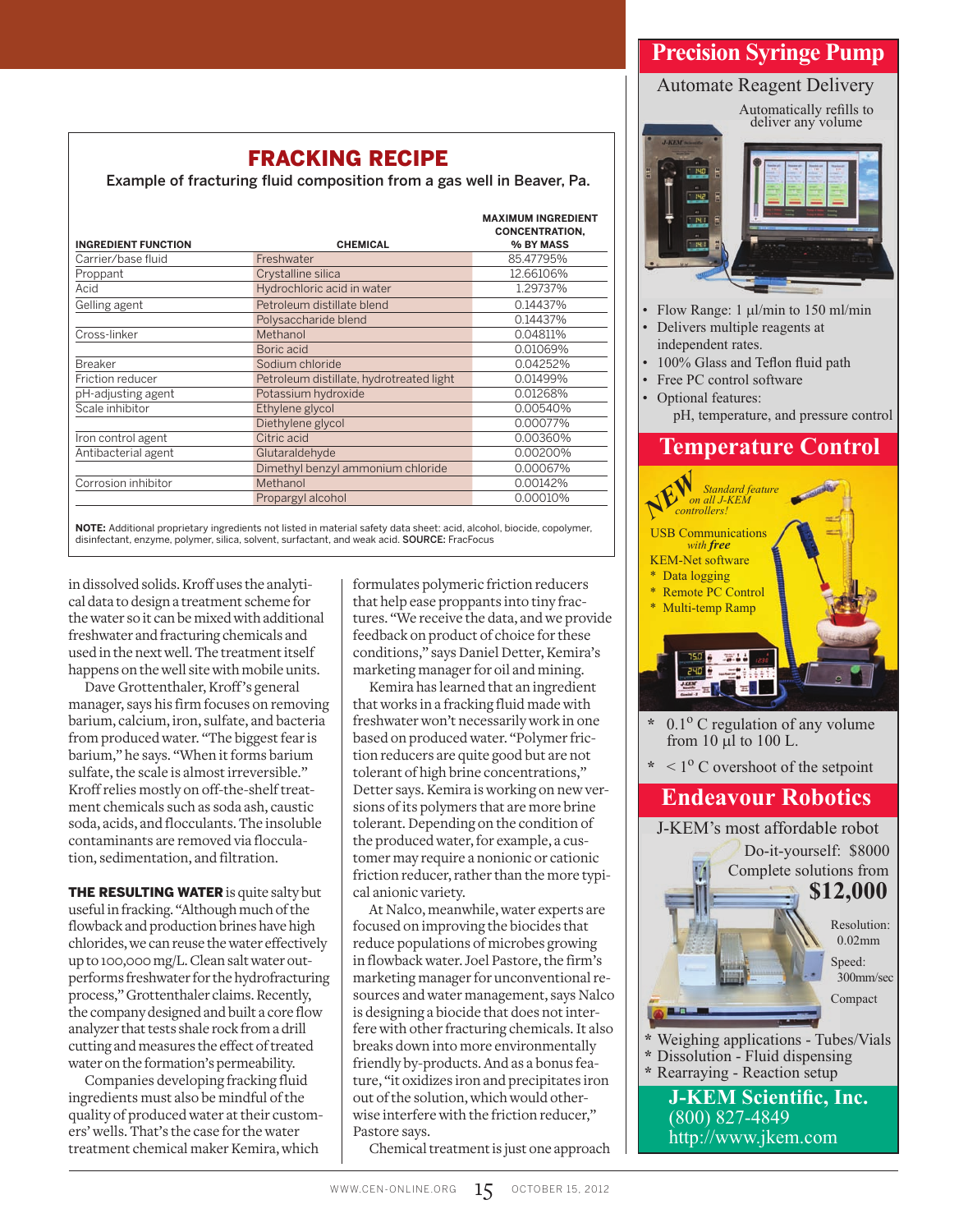## FRACKING RECIPE

Example of fracturing fluid composition from a gas well in Beaver, Pa.

| INGREDIENT FUNCTION | CHEMICAL | MAXIMUM INGREDIENT CONCENTRATION, % BY MASS |
|---|---|---|
| Carrier/base fluid | Freshwater | 85.47795% |
| Proppant | Crystalline silica | 12.66106% |
| Acid | Hydrochloric acid in water | 1.29737% |
| Gelling agent | Petroleum distillate blend | 0.14437% |
| | Polysaccharide blend | 0.14437% |
| Cross-linker | Methanol | 0.04811% |
| | Boric acid | 0.01069% |
| Breaker | Sodium chloride | 0.04252% |
| Friction reducer | Petroleum distillate, hydrotreated light | 0.01499% |
| pH-adjusting agent | Potassium hydroxide | 0.01268% |
| Scale inhibitor | Ethylene glycol | 0.00540% |
| | Diethylene glycol | 0.00077% |
| Iron control agent | Citric acid | 0.00360% |
| Antibacterial agent | Glutaraldehyde | 0.00200% |
| | Dimethyl benzyl ammonium chloride | 0.00067% |
| Corrosion inhibitor | Methanol | 0.00142% |
| | Propargyl alcohol | 0.00010% |

**NOTE:** Additional proprietary ingredients not listed in material safety data sheet: acid, alcohol, biocide, copolymer, disinfectant, enzyme, polymer, silica, solvent, surfactant, and weak acid. **SOURCE:** FracFocus

in dissolved solids. Kroff uses the analytical data to design a treatment scheme for the water so it can be mixed with additional freshwater and fracturing chemicals and used in the next well. The treatment itself happens on the well site with mobile units.

Dave Grottenthaler, Kroff's general manager, says his firm focuses on removing barium, calcium, iron, sulfate, and bacteria from produced water. "The biggest fear is barium," he says. "When it forms barium sulfate, the scale is almost irreversible." Kroff relies mostly on off-the-shelf treatment chemicals such as soda ash, caustic soda, acids, and flocculants. The insoluble contaminants are removed via flocculation, sedimentation, and filtration.

**THE RESULTING WATER** is quite salty but useful in fracking. "Although much of the flowback and production brine have high chlorides, we can reuse the water effectively up to 100,000 mg/L. Clean salt water outperforms freshwater for the hydrofracturing process," Grottenthaler claims. Recently, the company designed and built a core flow analyzer that tests shale rock from a drill cutting and measures the effect of treated water on the formation's permeability.

Companies developing fracking fluid ingredients must also be mindful of the quality of produced water at their customers' wells. That's the case for the water treatment chemical maker Kemira, which formulates polymeric friction reducers that help ease proppants into tiny fractures. "We receive the data, and we provide feedback on product of choice for these conditions," says Daniel Detter, Kemira's marketing manager for oil and mining.

Kemira has learned that an ingredient that works in a fracking fluid made with freshwater won't necessarily work in one based on produced water. "Polymer friction reducers are quite good but are not tolerant of high brine concentrations," Detter says. Kemira is working on new versions of its polymers that are more brine tolerant. Depending on the condition of the produced water, for example, a customer may require a nonionic or cationic friction reducer, rather than the more typical anionic variety.

At Nalco, meanwhile, water experts are focused on improving the biocides that reduce populations of microbes growing in flowback water. Joel Pastore, the firm's marketing manager for unconventional resources and water management, says Nalco is designing a biocide that does not interfere with other fracturing chemicals. It also breaks down into more environmentally friendly by-products. And as a bonus feature, "it oxidizes iron and precipitates iron out of the solution, which would otherwise interfere with the friction reducer," Pastore says.

Chemical treatment is just one approach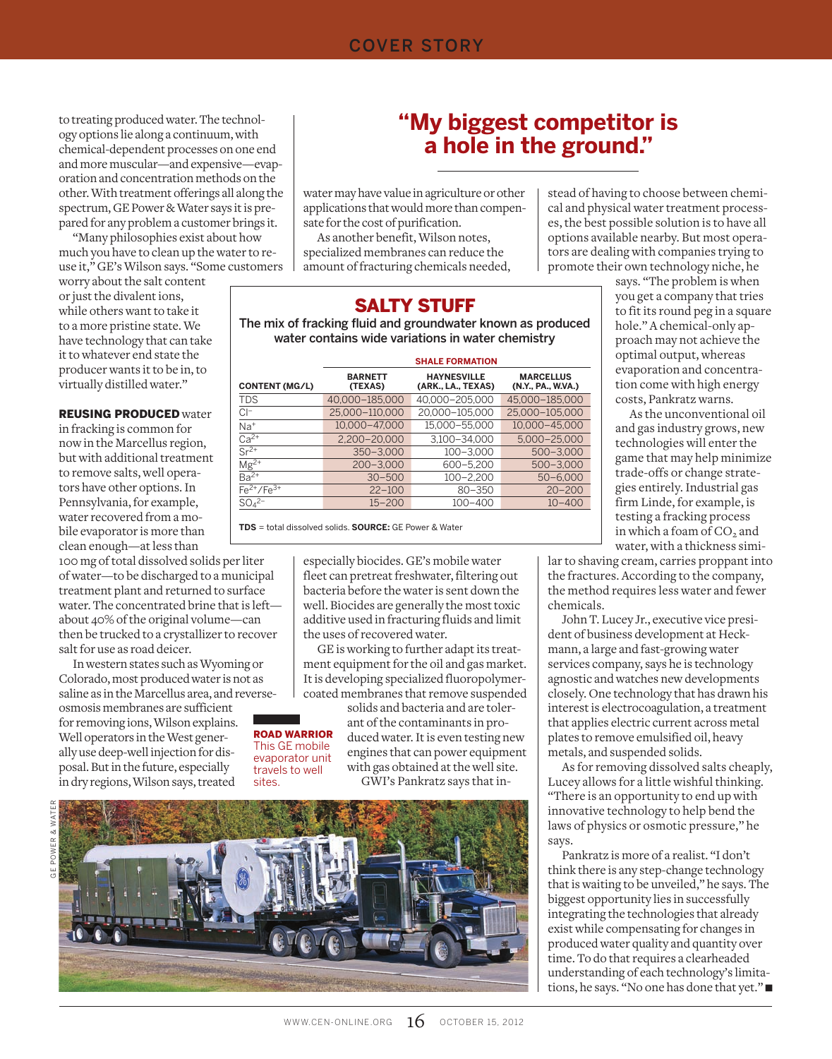to treating produced water. The technology options lie along a continuum, with chemical-dependent processes on one end and more muscular—and expensive—evaporation and concentration methods on the other. With treatment offerings all along the spectrum, GE Power & Water says it is prepared for any problem a customer brings it.

"Many philosophies exist about how much you have to clean up the water to reuse it," GE's Wilson says. "Some customers worry about the salt content or just the divalent ions, while others want to take it to a more pristine state. We have technology that can take it to whatever end state the producer wants it to be in, to virtually distilled water."

**REUSING PRODUCED** water in fracking is common for now in the Marcellus region, but with additional treatment to remove salts, well operators have other options. In Pennsylvania, for example, water recovered from a mobile evaporator is more than clean enough—at less than 100 mg of total dissolved solids per liter of water—to be discharged to a municipal treatment plant and returned to surface water. The concentrated brine that is left—about 40% of the original volume—can then be trucked to a crystallizer to recover salt for use as road deicer.

In western states such as Wyoming or Colorado, most produced water is not as saline as in the Marcellus area, and reverse-osmosis membranes are sufficient for removing ions, Wilson explains. Well operators in the West generally use deep-well injection for disposal. But in the future, especially in dry regions, Wilson says, treated water may have value in agriculture or other applications that would more than compensate for the cost of purification.

As another benefit, Wilson notes, specialized membranes can reduce the amount of fracturing chemicals needed, especially biocides. GE's mobile water fleet can pretreat freshwater, filtering out bacteria before the water is sent down the well. Biocides are generally the most toxic additive used in fracturing fluids and limit the uses of recovered water.

GE is working to further adapt its treatment equipment for the oil and gas market. It is developing specialized fluoropolymer-coated membranes that remove suspended solids and bacteria and are tolerant of the contaminants in produced water. It is even testing new engines that can power equipment with gas obtained at the well site.

## "My biggest competitor is a hole in the ground."

## SALTY STUFF

The mix of fracking fluid and groundwater known as produced water contains wide variations in water chemistry

| | SHALE FORMATION | | |
|---|---|---|---|
| CONTENT (MG/L) | BARNETT (TEXAS) | HAYNESVILLE (ARK., LA., TEXAS) | MARCELLUS (N.Y., PA., W.VA.) |
| TDS | 40,000–185,000 | 40,000–205,000 | 45,000–185,000 |
| $Cl^-$ | 25,000–110,000 | 20,000–105,000 | 25,000–105,000 |
| $Na^+$ | 10,000–47,000 | 15,000–55,000 | 10,000–45,000 |
| $Ca^{2+}$ | 2,200–20,000 | 3,100–34,000 | 5,000–25,000 |
| $Sr^{2+}$ | 350–3,000 | 100–3,000 | 500–3,000 |
| $Mg^{2+}$ | 200–3,000 | 600–5,200 | 500–3,000 |
| $Ba^{2+}$ | 30–500 | 100–2,200 | 50–6,000 |
| $Fe^{2+}/Fe^{3+}$ | 22–100 | 80–350 | 20–200 |
| $SO_4^{2-}$ | 15–200 | 100–400 | 10–400 |

**TDS** = total dissolved solids. **SOURCE:** GE Power & Water

**ROAD WARRIOR** This GE mobile evaporator unit travels to well sites.

GWI's Pankratz says that instead of having to choose between chemical and physical water treatment processes, the best possible solution is to have all options available nearby. But most operators are dealing with companies trying to promote their own technology niche, he says. "The problem is when you get a company that tries to fit its round peg in a square hole." A chemical-only approach may not achieve the optimal output, whereas evaporation and concentration come with high energy costs, Pankratz warns.

As the unconventional oil and gas industry grows, new technologies will enter the game that may help minimize trade-offs or change strategies entirely. Industrial gas firm Linde, for example, is testing a fracking process in which a foam of $CO_2$ and water, with a thickness similar to shaving cream, carries proppant into the fractures. According to the company, the method requires less water and fewer chemicals.

John T. Lucey Jr., executive vice president of business development at Heckmann, a large and fast-growing water services company, says he is technology agnostic and watches new developments closely. One technology that has drawn his interest is electrocoagulation, a treatment that applies electric current across metal plates to remove emulsified oil, heavy metals, and suspended solids.

As for removing dissolved salts cheaply, Lucey allows for a little wishful thinking. "There is an opportunity to end up with innovative technology to help bend the laws of physics or osmotic pressure," he says.

Pankratz is more of a realist. "I don't think there is any step-change technology that is waiting to be unveiled," he says. The biggest opportunity lies in successfully integrating the technologies that already exist while compensating for changes in produced water quality and quantity over time. To do that requires a clearheaded understanding of each technology's limitations, he says. "No one has done that yet." ■

GE POWER & WATER